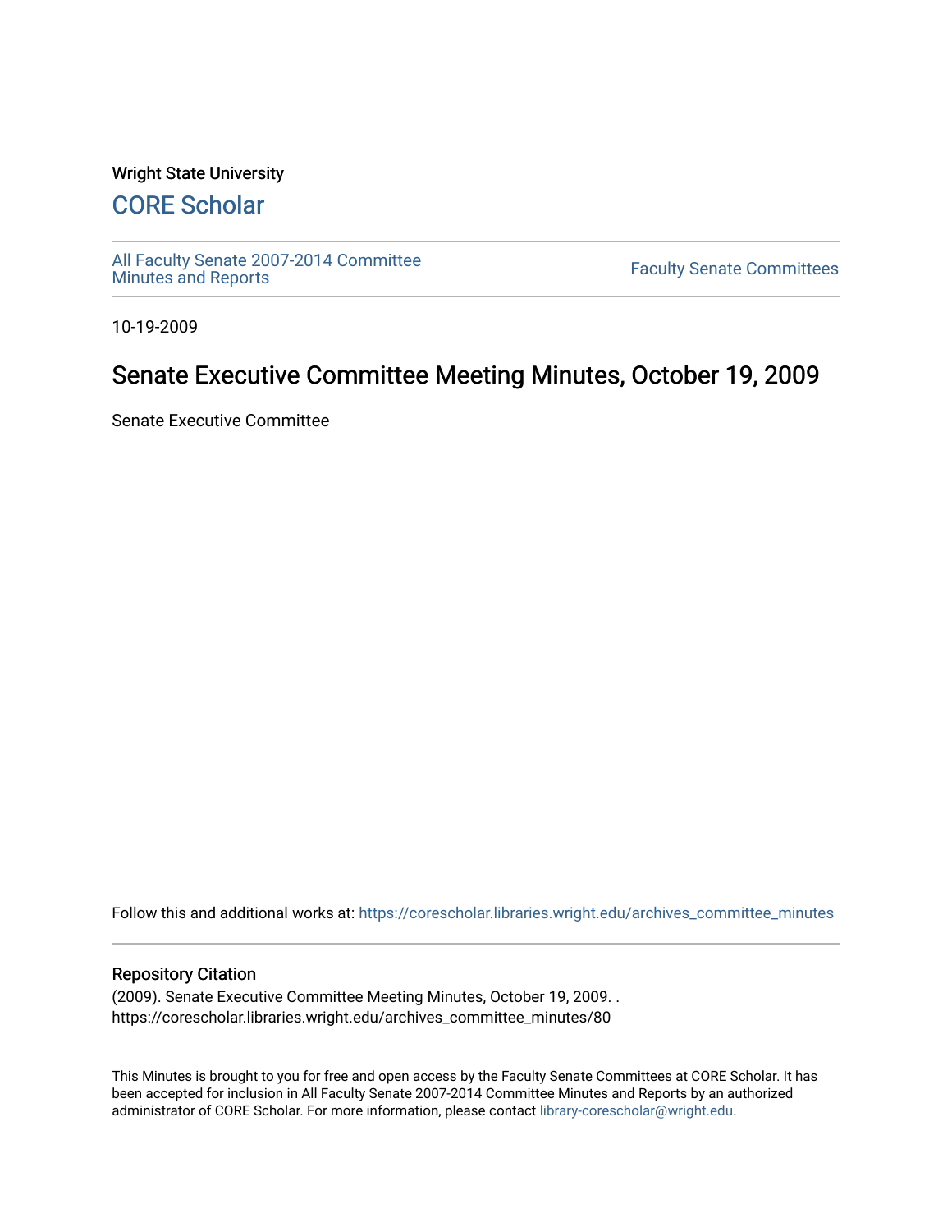Wright State University

# CORE Scholar

All Faculty Senate 2007-2014 Committee Minutes and Reports

Faculty Senate Committees

10-19-2009

## Senate Executive Committee Meeting Minutes, October 19, 2009

Senate Executive Committee

Follow this and additional works at: https://corescholar.libraries.wright.edu/archives_committee_minutes

### Repository Citation

(2009). Senate Executive Committee Meeting Minutes, October 19, 2009. . https://corescholar.libraries.wright.edu/archives_committee_minutes/80

This Minutes is brought to you for free and open access by the Faculty Senate Committees at CORE Scholar. It has been accepted for inclusion in All Faculty Senate 2007-2014 Committee Minutes and Reports by an authorized administrator of CORE Scholar. For more information, please contact library-corescholar@wright.edu.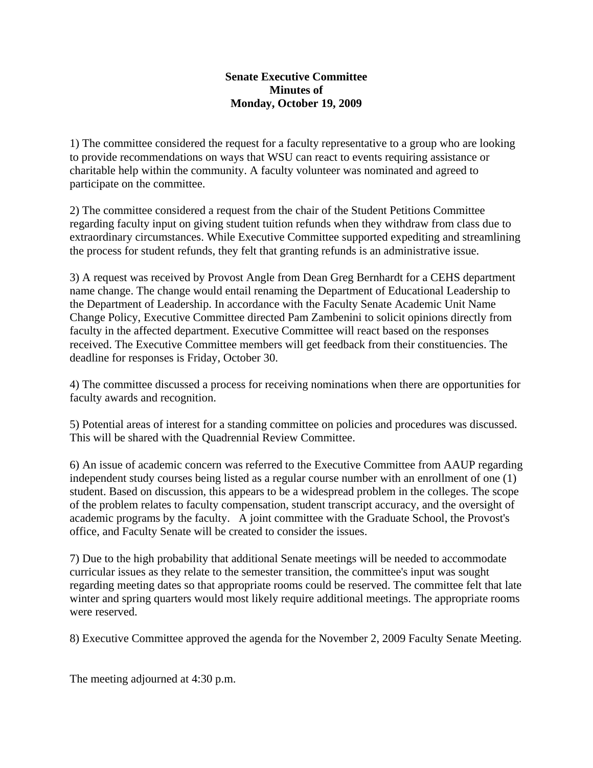**Senate Executive Committee**
**Minutes of**
**Monday, October 19, 2009**

1) The committee considered the request for a faculty representative to a group who are looking to provide recommendations on ways that WSU can react to events requiring assistance or charitable help within the community. A faculty volunteer was nominated and agreed to participate on the committee.

2) The committee considered a request from the chair of the Student Petitions Committee regarding faculty input on giving student tuition refunds when they withdraw from class due to extraordinary circumstances. While Executive Committee supported expediting and streamlining the process for student refunds, they felt that granting refunds is an administrative issue.

3) A request was received by Provost Angle from Dean Greg Bernhardt for a CEHS department name change. The change would entail renaming the Department of Educational Leadership to the Department of Leadership. In accordance with the Faculty Senate Academic Unit Name Change Policy, Executive Committee directed Pam Zambenini to solicit opinions directly from faculty in the affected department. Executive Committee will react based on the responses received. The Executive Committee members will get feedback from their constituencies. The deadline for responses is Friday, October 30.

4) The committee discussed a process for receiving nominations when there are opportunities for faculty awards and recognition.

5) Potential areas of interest for a standing committee on policies and procedures was discussed. This will be shared with the Quadrennial Review Committee.

6) An issue of academic concern was referred to the Executive Committee from AAUP regarding independent study courses being listed as a regular course number with an enrollment of one (1) student. Based on discussion, this appears to be a widespread problem in the colleges. The scope of the problem relates to faculty compensation, student transcript accuracy, and the oversight of academic programs by the faculty. A joint committee with the Graduate School, the Provost's office, and Faculty Senate will be created to consider the issues.

7) Due to the high probability that additional Senate meetings will be needed to accommodate curricular issues as they relate to the semester transition, the committee's input was sought regarding meeting dates so that appropriate rooms could be reserved. The committee felt that late winter and spring quarters would most likely require additional meetings. The appropriate rooms were reserved.

8) Executive Committee approved the agenda for the November 2, 2009 Faculty Senate Meeting.

The meeting adjourned at 4:30 p.m.